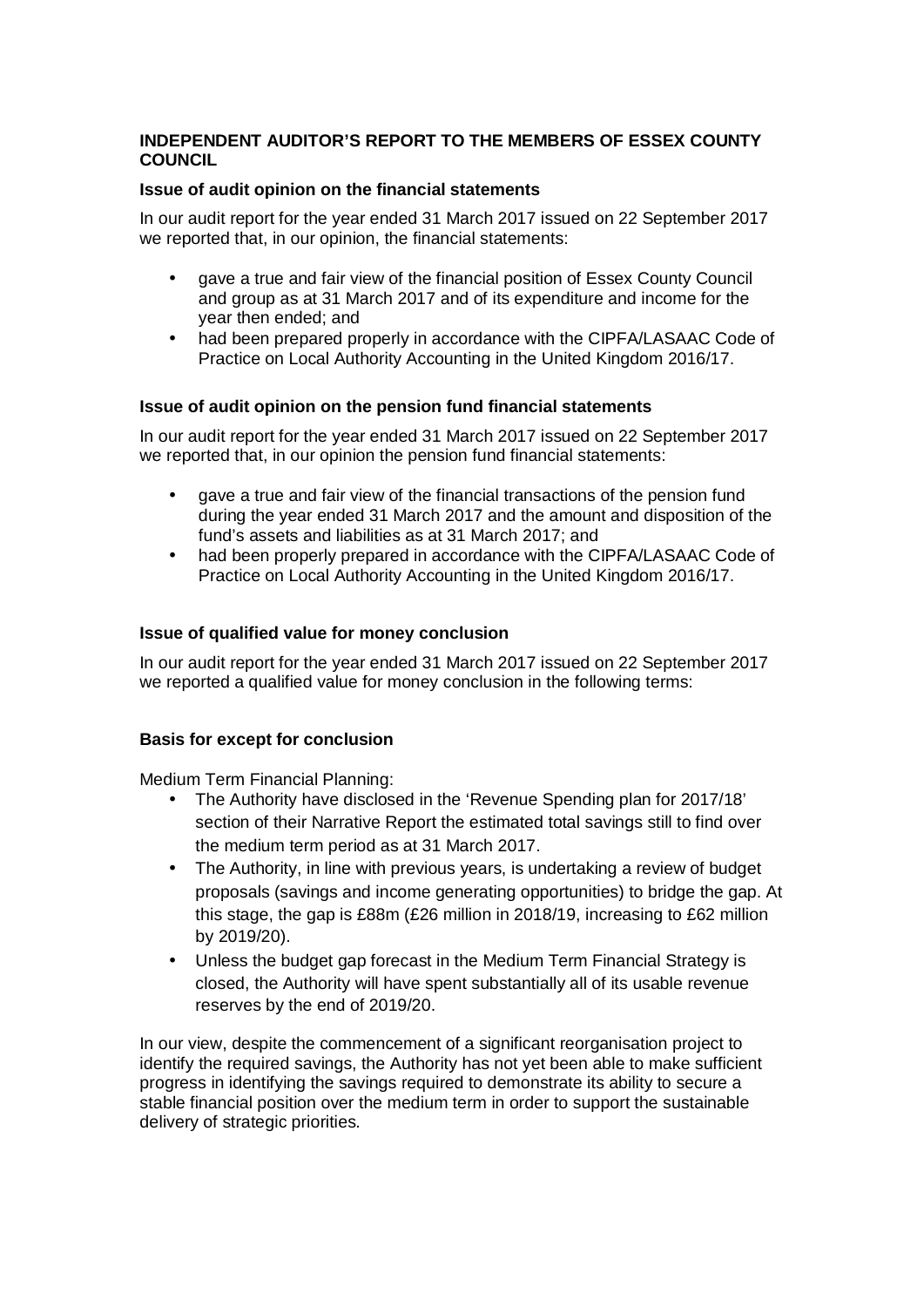**INDEPENDENT AUDITOR'S REPORT TO THE MEMBERS OF ESSEX COUNTY COUNCIL**

**Issue of audit opinion on the financial statements**

In our audit report for the year ended 31 March 2017 issued on 22 September 2017 we reported that, in our opinion, the financial statements:

- gave a true and fair view of the financial position of Essex County Council and group as at 31 March 2017 and of its expenditure and income for the year then ended; and
- had been prepared properly in accordance with the CIPFA/LASAAC Code of Practice on Local Authority Accounting in the United Kingdom 2016/17.

**Issue of audit opinion on the pension fund financial statements**

In our audit report for the year ended 31 March 2017 issued on 22 September 2017 we reported that, in our opinion the pension fund financial statements:

- gave a true and fair view of the financial transactions of the pension fund during the year ended 31 March 2017 and the amount and disposition of the fund's assets and liabilities as at 31 March 2017; and
- had been properly prepared in accordance with the CIPFA/LASAAC Code of Practice on Local Authority Accounting in the United Kingdom 2016/17.

**Issue of qualified value for money conclusion**

In our audit report for the year ended 31 March 2017 issued on 22 September 2017 we reported a qualified value for money conclusion in the following terms:

**Basis for except for conclusion**

Medium Term Financial Planning:

- The Authority have disclosed in the 'Revenue Spending plan for 2017/18' section of their Narrative Report the estimated total savings still to find over the medium term period as at 31 March 2017.
- The Authority, in line with previous years, is undertaking a review of budget proposals (savings and income generating opportunities) to bridge the gap. At this stage, the gap is £88m (£26 million in 2018/19, increasing to £62 million by 2019/20).
- Unless the budget gap forecast in the Medium Term Financial Strategy is closed, the Authority will have spent substantially all of its usable revenue reserves by the end of 2019/20.

In our view, despite the commencement of a significant reorganisation project to identify the required savings, the Authority has not yet been able to make sufficient progress in identifying the savings required to demonstrate its ability to secure a stable financial position over the medium term in order to support the sustainable delivery of strategic priorities.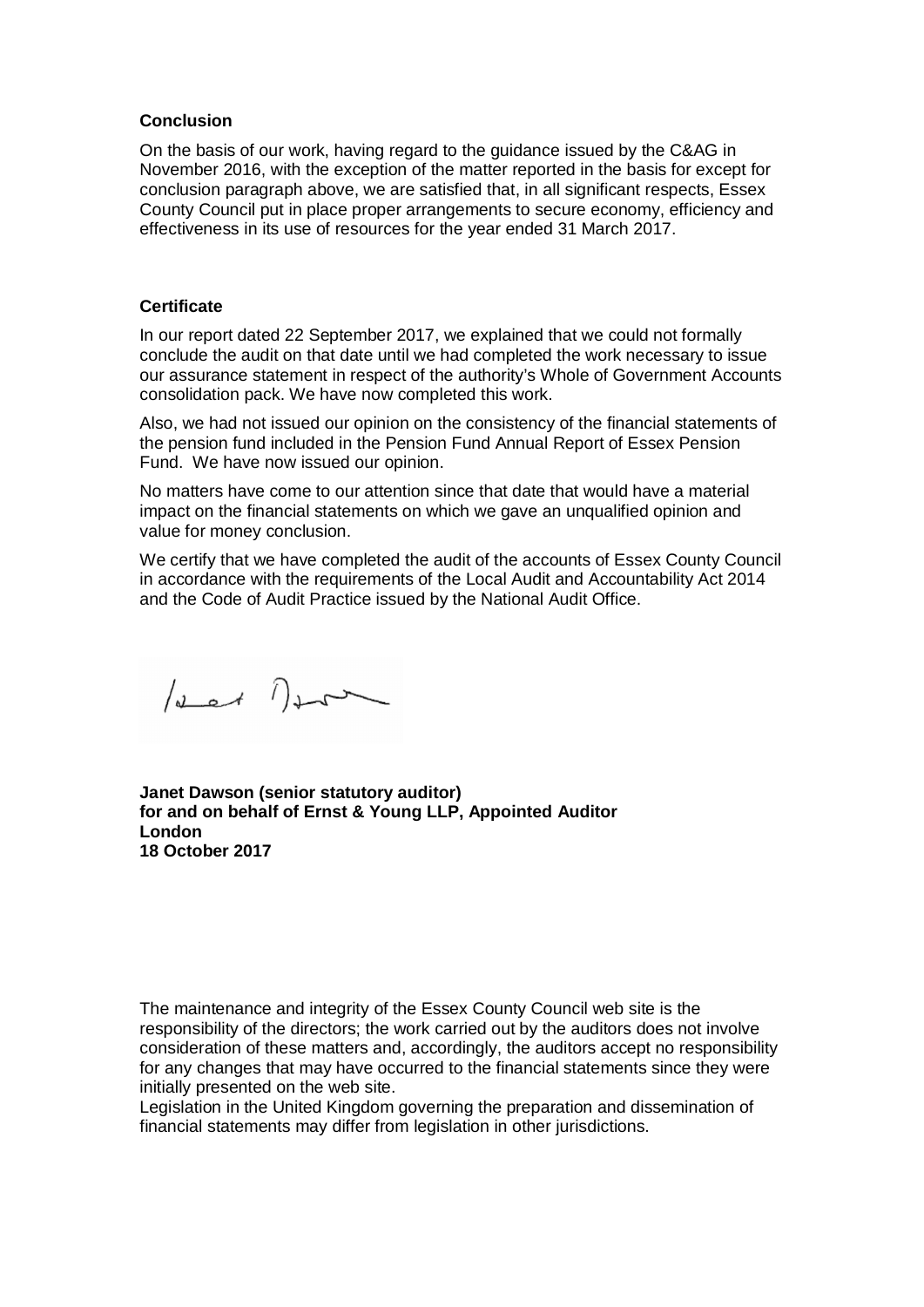### Conclusion

On the basis of our work, having regard to the guidance issued by the C&AG in November 2016, with the exception of the matter reported in the basis for except for conclusion paragraph above, we are satisfied that, in all significant respects, Essex County Council put in place proper arrangements to secure economy, efficiency and effectiveness in its use of resources for the year ended 31 March 2017.

### Certificate

In our report dated 22 September 2017, we explained that we could not formally conclude the audit on that date until we had completed the work necessary to issue our assurance statement in respect of the authority's Whole of Government Accounts consolidation pack. We have now completed this work.

Also, we had not issued our opinion on the consistency of the financial statements of the pension fund included in the Pension Fund Annual Report of Essex Pension Fund. We have now issued our opinion.

No matters have come to our attention since that date that would have a material impact on the financial statements on which we gave an unqualified opinion and value for money conclusion.

We certify that we have completed the audit of the accounts of Essex County Council in accordance with the requirements of the Local Audit and Accountability Act 2014 and the Code of Audit Practice issued by the National Audit Office.

**Janet Dawson (senior statutory auditor)**
**for and on behalf of Ernst & Young LLP, Appointed Auditor**
**London**
**18 October 2017**

The maintenance and integrity of the Essex County Council web site is the responsibility of the directors; the work carried out by the auditors does not involve consideration of these matters and, accordingly, the auditors accept no responsibility for any changes that may have occurred to the financial statements since they were initially presented on the web site.
Legislation in the United Kingdom governing the preparation and dissemination of financial statements may differ from legislation in other jurisdictions.